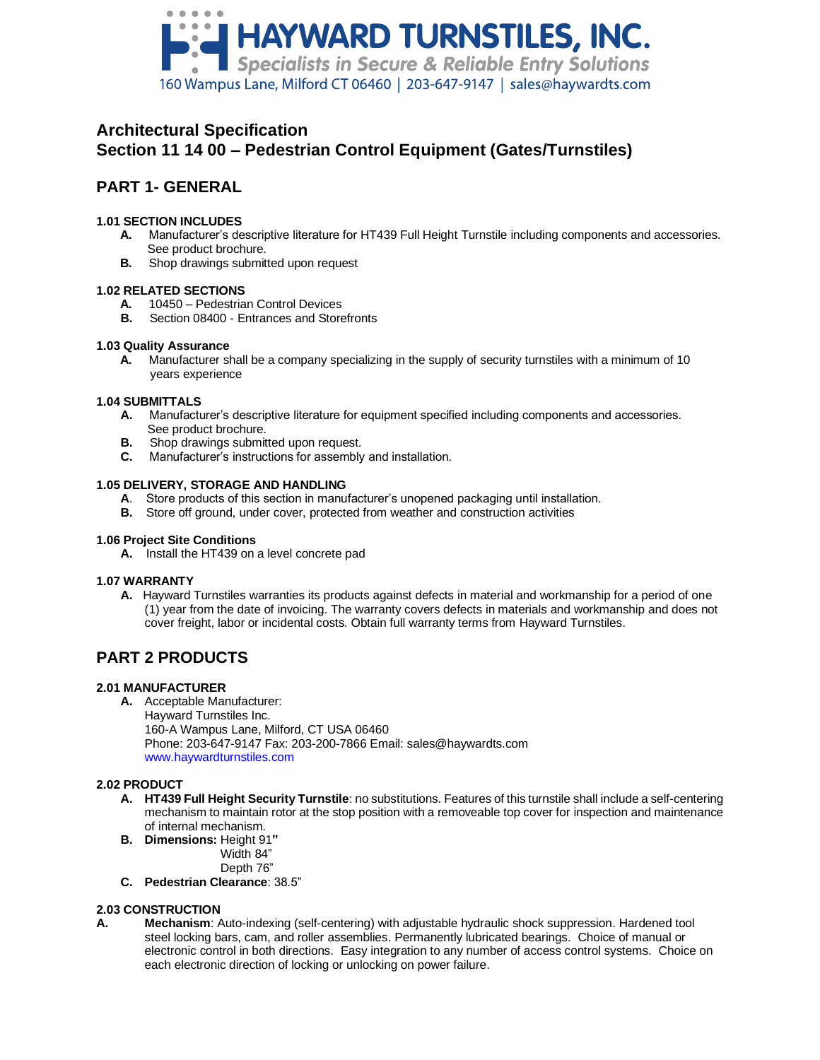**HAYWARD TURNSTILES, INC.**
*Specialists in Secure & Reliable Entry Solutions*
160 Wampus Lane, Milford CT 06460 | 203-647-9147 | sales@haywardts.com

# Architectural Specification
# Section 11 14 00 – Pedestrian Control Equipment (Gates/Turnstiles)

## PART 1- GENERAL

### 1.01 SECTION INCLUDES

**A.** Manufacturer's descriptive literature for HT439 Full Height Turnstile including components and accessories. See product brochure.

**B.** Shop drawings submitted upon request

### 1.02 RELATED SECTIONS

**A.** 10450 – Pedestrian Control Devices

**B.** Section 08400 - Entrances and Storefronts

### 1.03 Quality Assurance

**A.** Manufacturer shall be a company specializing in the supply of security turnstiles with a minimum of 10 years experience

### 1.04 SUBMITTALS

**A.** Manufacturer's descriptive literature for equipment specified including components and accessories. See product brochure.

**B.** Shop drawings submitted upon request.

**C.** Manufacturer's instructions for assembly and installation.

### 1.05 DELIVERY, STORAGE AND HANDLING

**A**. Store products of this section in manufacturer's unopened packaging until installation.

**B.** Store off ground, under cover, protected from weather and construction activities

### 1.06 Project Site Conditions

**A.** Install the HT439 on a level concrete pad

### 1.07 WARRANTY

**A.** Hayward Turnstiles warranties its products against defects in material and workmanship for a period of one (1) year from the date of invoicing. The warranty covers defects in materials and workmanship and does not cover freight, labor or incidental costs. Obtain full warranty terms from Hayward Turnstiles.

## PART 2 PRODUCTS

### 2.01 MANUFACTURER

**A.** Acceptable Manufacturer:
Hayward Turnstiles Inc.
160-A Wampus Lane, Milford, CT USA 06460
Phone: 203-647-9147 Fax: 203-200-7866 Email: sales@haywardts.com
www.haywardturnstiles.com

### 2.02 PRODUCT

**A.** **HT439 Full Height Security Turnstile**: no substitutions. Features of this turnstile shall include a self-centering mechanism to maintain rotor at the stop position with a removeable top cover for inspection and maintenance of internal mechanism.

**B.** **Dimensions:** Height 91"
Width 84"
Depth 76"

**C.** **Pedestrian Clearance**: 38.5"

### 2.03 CONSTRUCTION

**A.** **Mechanism**: Auto-indexing (self-centering) with adjustable hydraulic shock suppression. Hardened tool steel locking bars, cam, and roller assemblies. Permanently lubricated bearings. Choice of manual or electronic control in both directions. Easy integration to any number of access control systems. Choice on each electronic direction of locking or unlocking on power failure.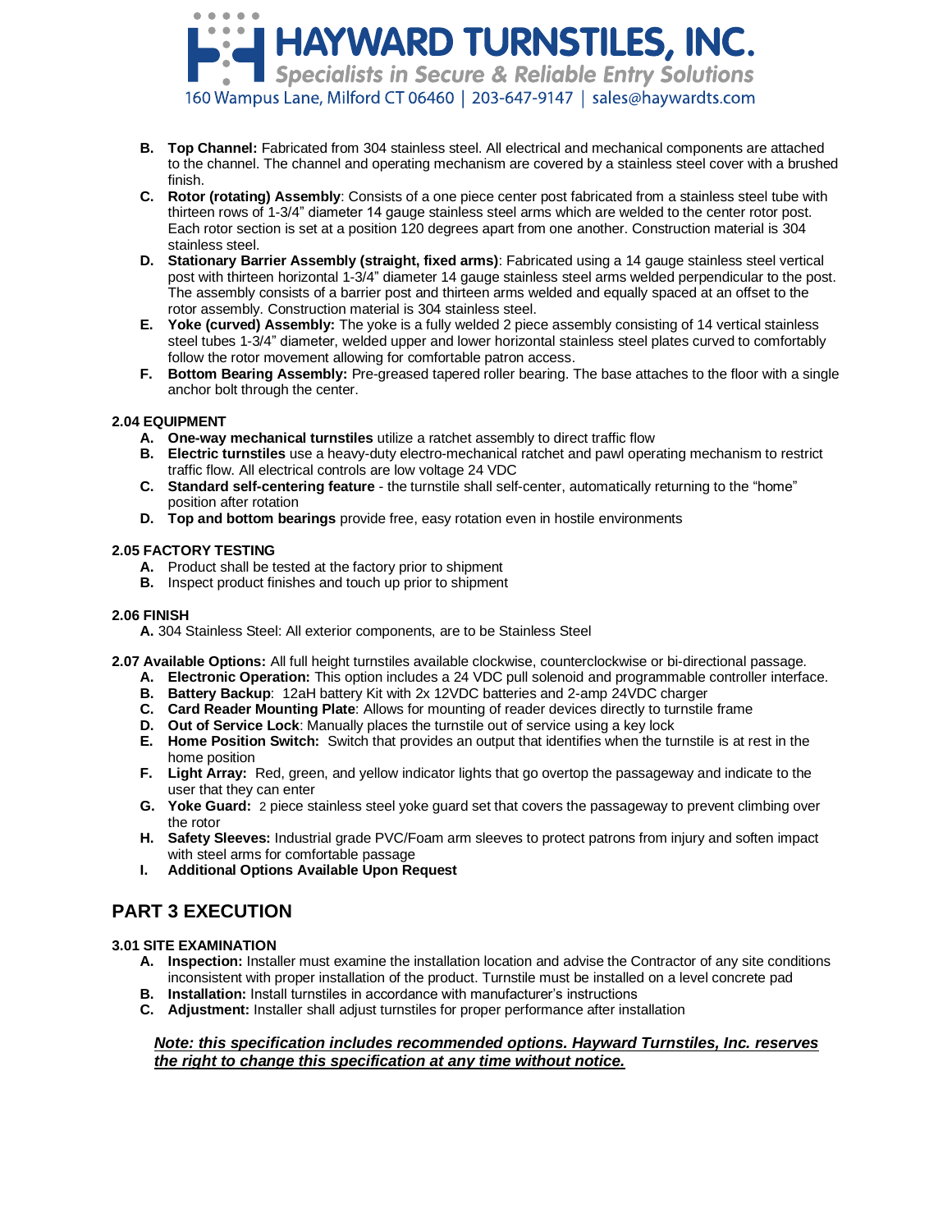- **B. Top Channel:** Fabricated from 304 stainless steel. All electrical and mechanical components are attached to the channel. The channel and operating mechanism are covered by a stainless steel cover with a brushed finish.
- **C. Rotor (rotating) Assembly**: Consists of a one piece center post fabricated from a stainless steel tube with thirteen rows of 1-3/4" diameter 14 gauge stainless steel arms which are welded to the center rotor post. Each rotor section is set at a position 120 degrees apart from one another. Construction material is 304 stainless steel.
- **D. Stationary Barrier Assembly (straight, fixed arms)**: Fabricated using a 14 gauge stainless steel vertical post with thirteen horizontal 1-3/4" diameter 14 gauge stainless steel arms welded perpendicular to the post. The assembly consists of a barrier post and thirteen arms welded and equally spaced at an offset to the rotor assembly. Construction material is 304 stainless steel.
- **E. Yoke (curved) Assembly:** The yoke is a fully welded 2 piece assembly consisting of 14 vertical stainless steel tubes 1-3/4" diameter, welded upper and lower horizontal stainless steel plates curved to comfortably follow the rotor movement allowing for comfortable patron access.
- **F. Bottom Bearing Assembly:** Pre-greased tapered roller bearing. The base attaches to the floor with a single anchor bolt through the center.

### 2.04 EQUIPMENT

- **A. One-way mechanical turnstiles** utilize a ratchet assembly to direct traffic flow
- **B. Electric turnstiles** use a heavy-duty electro-mechanical ratchet and pawl operating mechanism to restrict traffic flow. All electrical controls are low voltage 24 VDC
- **C. Standard self-centering feature** - the turnstile shall self-center, automatically returning to the "home" position after rotation
- **D. Top and bottom bearings** provide free, easy rotation even in hostile environments

### 2.05 FACTORY TESTING

- **A.** Product shall be tested at the factory prior to shipment
- **B.** Inspect product finishes and touch up prior to shipment

### 2.06 FINISH

**A.** 304 Stainless Steel: All exterior components, are to be Stainless Steel

**2.07 Available Options:** All full height turnstiles available clockwise, counterclockwise or bi-directional passage.

- **A. Electronic Operation:** This option includes a 24 VDC pull solenoid and programmable controller interface.
- **B. Battery Backup**: 12aH battery Kit with 2x 12VDC batteries and 2-amp 24VDC charger
- **C. Card Reader Mounting Plate**: Allows for mounting of reader devices directly to turnstile frame
- **D. Out of Service Lock**: Manually places the turnstile out of service using a key lock
- **E. Home Position Switch:** Switch that provides an output that identifies when the turnstile is at rest in the home position
- **F. Light Array:** Red, green, and yellow indicator lights that go overtop the passageway and indicate to the user that they can enter
- **G. Yoke Guard:** 2 piece stainless steel yoke guard set that covers the passageway to prevent climbing over the rotor
- **H. Safety Sleeves:** Industrial grade PVC/Foam arm sleeves to protect patrons from injury and soften impact with steel arms for comfortable passage
- **I. Additional Options Available Upon Request**

## PART 3 EXECUTION

### 3.01 SITE EXAMINATION

- **A. Inspection:** Installer must examine the installation location and advise the Contractor of any site conditions inconsistent with proper installation of the product. Turnstile must be installed on a level concrete pad
- **B. Installation:** Install turnstiles in accordance with manufacturer's instructions
- **C. Adjustment:** Installer shall adjust turnstiles for proper performance after installation

***Note: this specification includes recommended options. Hayward Turnstiles, Inc. reserves the right to change this specification at any time without notice.***